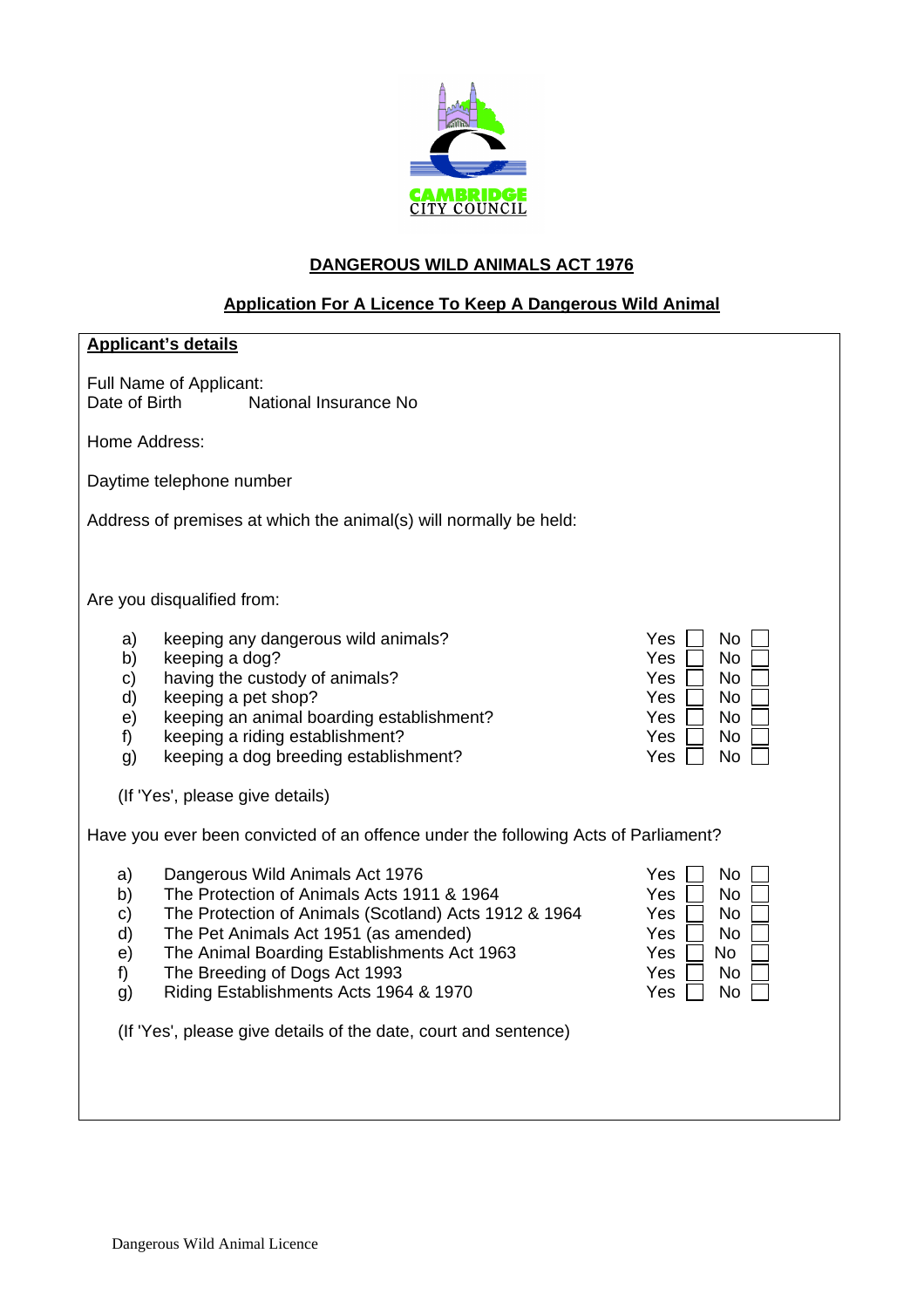CAMBRIDGE CITY COUNCIL

# DANGEROUS WILD ANIMALS ACT 1976

## Application For A Licence To Keep A Dangerous Wild Animal

### Applicant's details

Full Name of Applicant:
Date of Birth National Insurance No

Home Address:

Daytime telephone number

Address of premises at which the animal(s) will normally be held:

Are you disqualified from:

| | | | |
|---|---|---|---|
| a) | keeping any dangerous wild animals? | Yes ☐ | No ☐ |
| b) | keeping a dog? | Yes ☐ | No ☐ |
| c) | having the custody of animals? | Yes ☐ | No ☐ |
| d) | keeping a pet shop? | Yes ☐ | No ☐ |
| e) | keeping an animal boarding establishment? | Yes ☐ | No ☐ |
| f) | keeping a riding establishment? | Yes ☐ | No ☐ |
| g) | keeping a dog breeding establishment? | Yes ☐ | No ☐ |

(If 'Yes', please give details)

Have you ever been convicted of an offence under the following Acts of Parliament?

| | | | |
|---|---|---|---|
| a) | Dangerous Wild Animals Act 1976 | Yes ☐ | No ☐ |
| b) | The Protection of Animals Acts 1911 & 1964 | Yes ☐ | No ☐ |
| c) | The Protection of Animals (Scotland) Acts 1912 & 1964 | Yes ☐ | No ☐ |
| d) | The Pet Animals Act 1951 (as amended) | Yes ☐ | No ☐ |
| e) | The Animal Boarding Establishments Act 1963 | Yes ☐ | No ☐ |
| f) | The Breeding of Dogs Act 1993 | Yes ☐ | No ☐ |
| g) | Riding Establishments Acts 1964 & 1970 | Yes ☐ | No ☐ |

(If 'Yes', please give details of the date, court and sentence)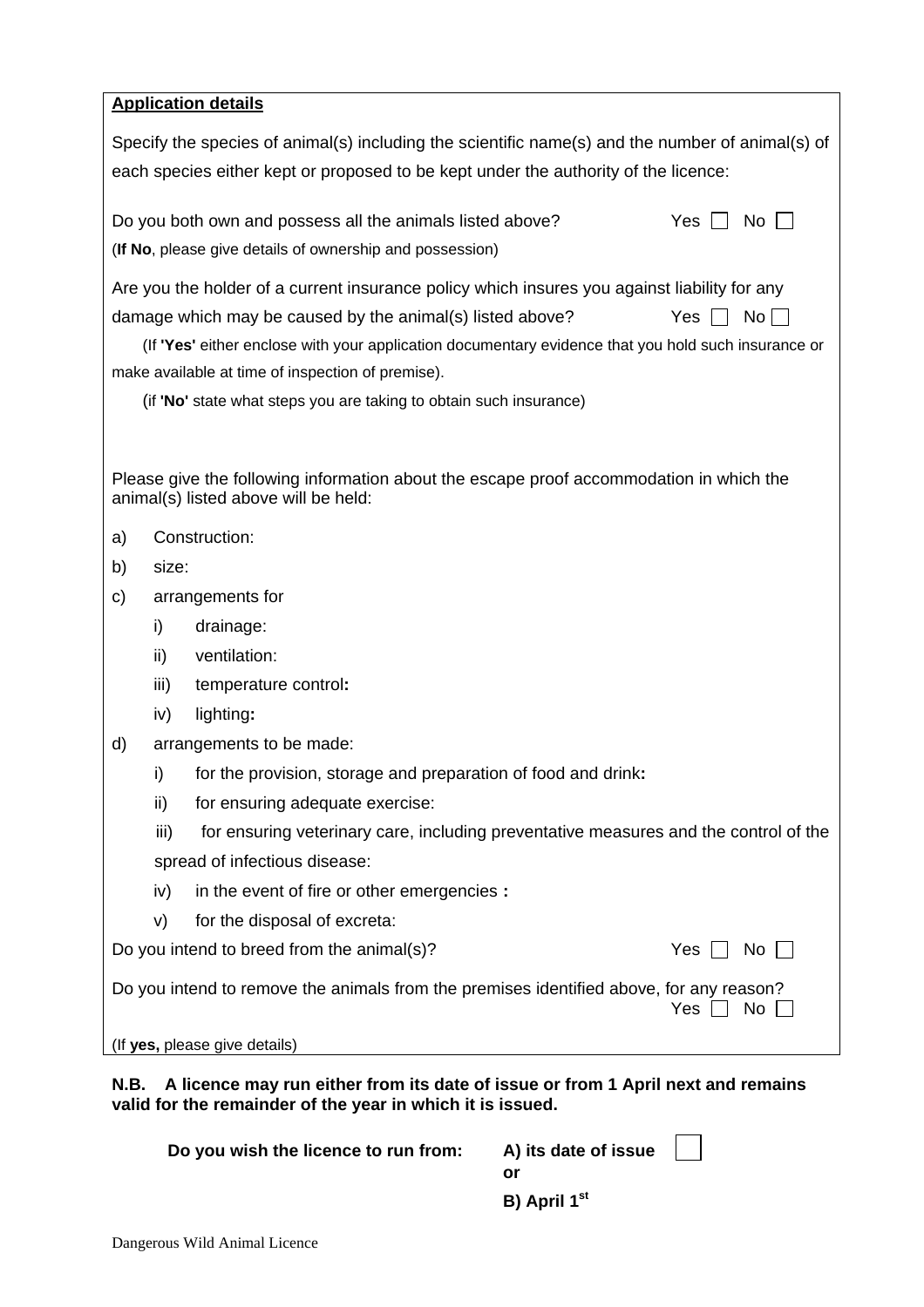**Application details**

Specify the species of animal(s) including the scientific name(s) and the number of animal(s) of each species either kept or proposed to be kept under the authority of the licence:

Do you both own and possess all the animals listed above? Yes ☐ No ☐

(**If No**, please give details of ownership and possession)

Are you the holder of a current insurance policy which insures you against liability for any damage which may be caused by the animal(s) listed above? Yes ☐ No ☐

(If **'Yes'** either enclose with your application documentary evidence that you hold such insurance or make available at time of inspection of premise).

(if **'No'** state what steps you are taking to obtain such insurance)

Please give the following information about the escape proof accommodation in which the animal(s) listed above will be held:

a) Construction:

b) size:

c) arrangements for

  i) drainage:

  ii) ventilation:

  iii) temperature control**:**

  iv) lighting**:**

d) arrangements to be made:

  i) for the provision, storage and preparation of food and drink**:**

  ii) for ensuring adequate exercise:

  iii) for ensuring veterinary care, including preventative measures and the control of the spread of infectious disease:

  iv) in the event of fire or other emergencies **:**

  v) for the disposal of excreta:

Do you intend to breed from the animal(s)? Yes ☐ No ☐

Do you intend to remove the animals from the premises identified above, for any reason? Yes ☐ No ☐

(If **yes,** please give details)

**N.B. A licence may run either from its date of issue or from 1 April next and remains valid for the remainder of the year in which it is issued.**

**Do you wish the licence to run from:** **A) its date of issue** ☐ **or** **B) April 1st**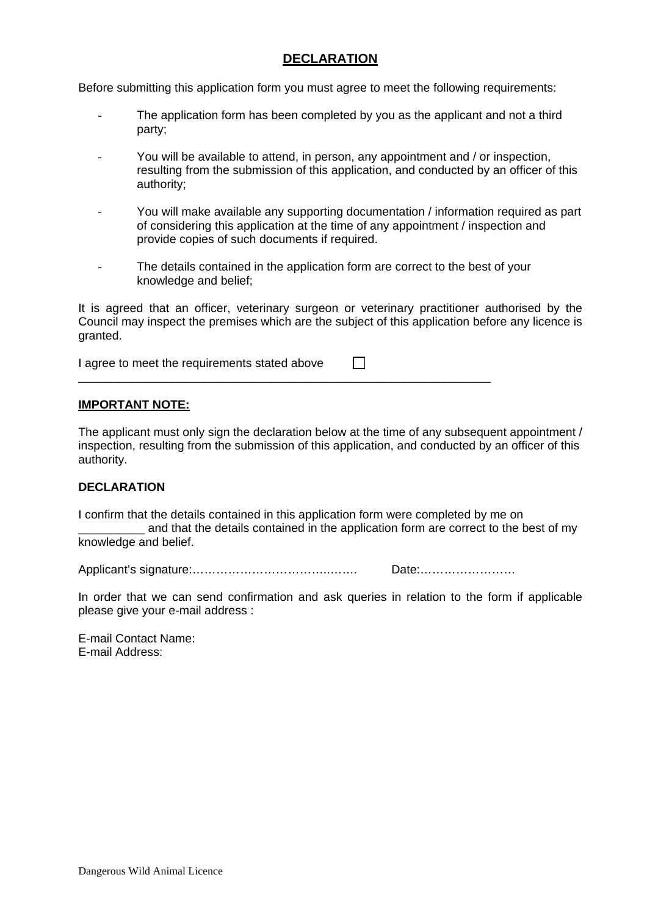## DECLARATION

Before submitting this application form you must agree to meet the following requirements:

- The application form has been completed by you as the applicant and not a third party;
- You will be available to attend, in person, any appointment and / or inspection, resulting from the submission of this application, and conducted by an officer of this authority;
- You will make available any supporting documentation / information required as part of considering this application at the time of any appointment / inspection and provide copies of such documents if required.
- The details contained in the application form are correct to the best of your knowledge and belief;

It is agreed that an officer, veterinary surgeon or veterinary practitioner authorised by the Council may inspect the premises which are the subject of this application before any licence is granted.

I agree to meet the requirements stated above ☐

---

**IMPORTANT NOTE:**

The applicant must only sign the declaration below at the time of any subsequent appointment / inspection, resulting from the submission of this application, and conducted by an officer of this authority.

**DECLARATION**

I confirm that the details contained in this application form were completed by me on __________ and that the details contained in the application form are correct to the best of my knowledge and belief.

Applicant's signature:……………………………….……… Date:…………………….

In order that we can send confirmation and ask queries in relation to the form if applicable please give your e-mail address :

E-mail Contact Name:
E-mail Address: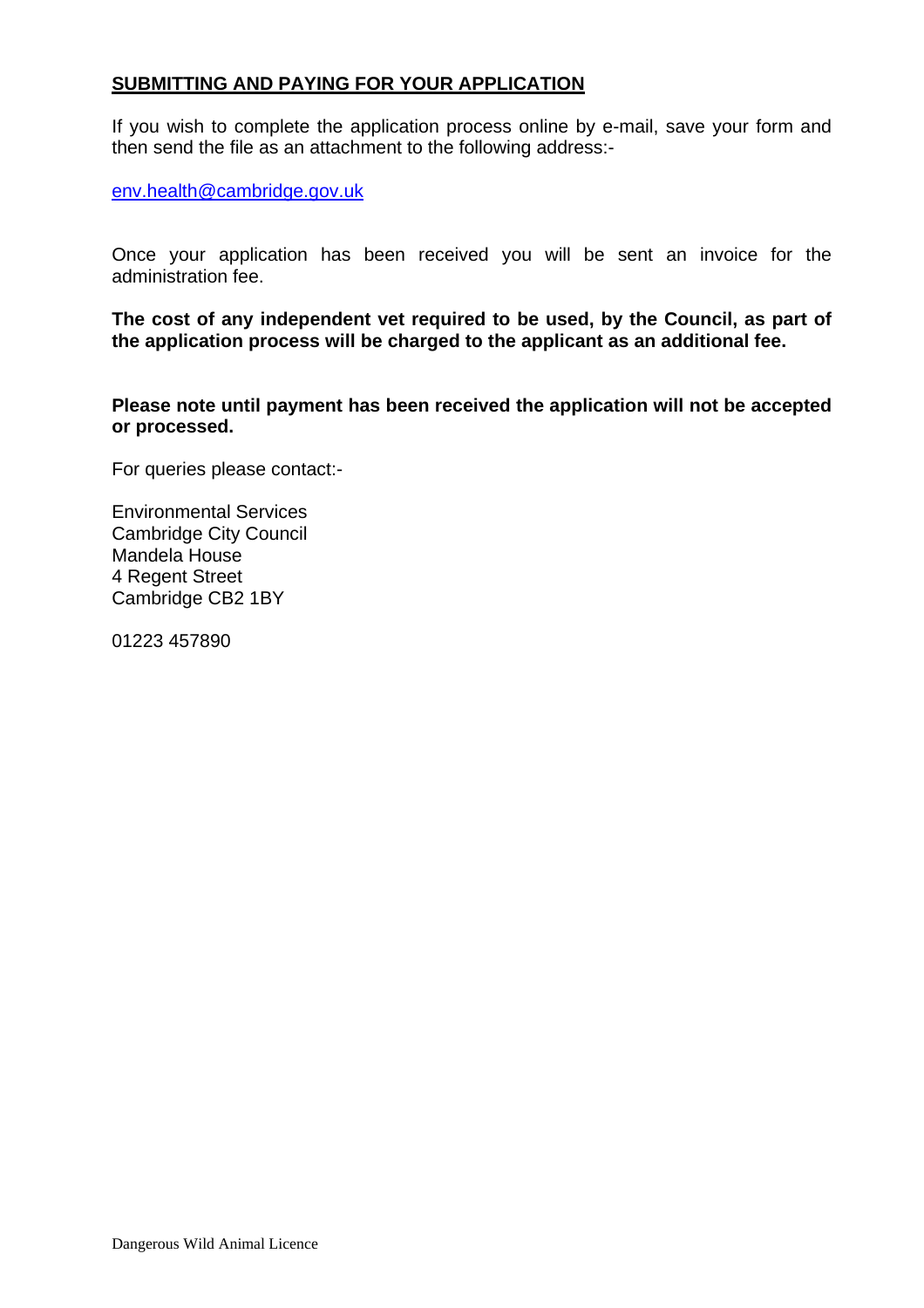## SUBMITTING AND PAYING FOR YOUR APPLICATION

If you wish to complete the application process online by e-mail, save your form and then send the file as an attachment to the following address:-

env.health@cambridge.gov.uk

Once your application has been received you will be sent an invoice for the administration fee.

**The cost of any independent vet required to be used, by the Council, as part of the application process will be charged to the applicant as an additional fee.**

**Please note until payment has been received the application will not be accepted or processed.**

For queries please contact:-

Environmental Services
Cambridge City Council
Mandela House
4 Regent Street
Cambridge CB2 1BY

01223 457890